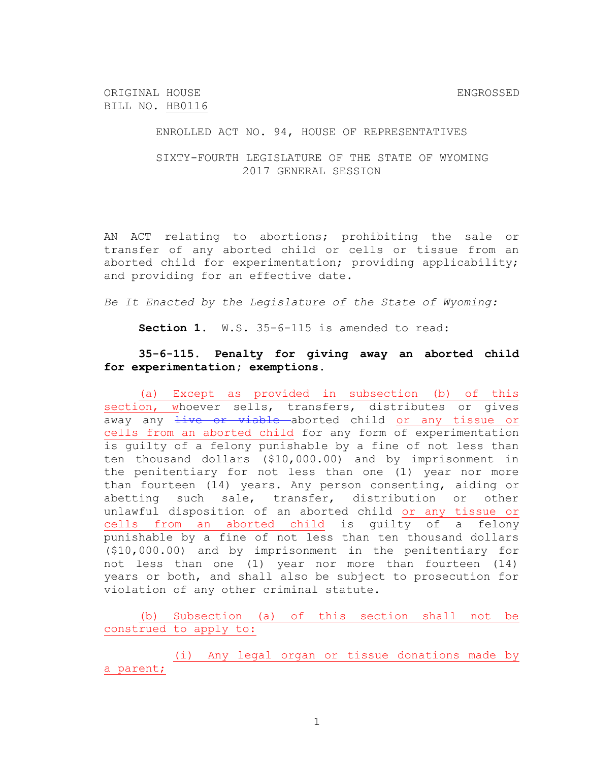ORIGINAL HOUSE BILL NO. HB0116 ENGROSSED

ENROLLED ACT NO. 94, HOUSE OF REPRESENTATIVES

SIXTY-FOURTH LEGISLATURE OF THE STATE OF WYOMING
2017 GENERAL SESSION

AN ACT relating to abortions; prohibiting the sale or transfer of any aborted child or cells or tissue from an aborted child for experimentation; providing applicability; and providing for an effective date.

*Be It Enacted by the Legislature of the State of Wyoming:*

**Section 1.** W.S. 35-6-115 is amended to read:

**35-6-115. Penalty for giving away an aborted child for experimentation; exemptions.**

(a) Except as provided in subsection (b) of this section, whoever sells, transfers, distributes or gives away any ~~live or viable~~ aborted child or any tissue or cells from an aborted child for any form of experimentation is guilty of a felony punishable by a fine of not less than ten thousand dollars ($10,000.00) and by imprisonment in the penitentiary for not less than one (1) year nor more than fourteen (14) years. Any person consenting, aiding or abetting such sale, transfer, distribution or other unlawful disposition of an aborted child or any tissue or cells from an aborted child is guilty of a felony punishable by a fine of not less than ten thousand dollars ($10,000.00) and by imprisonment in the penitentiary for not less than one (1) year nor more than fourteen (14) years or both, and shall also be subject to prosecution for violation of any other criminal statute.

(b) Subsection (a) of this section shall not be construed to apply to:

(i) Any legal organ or tissue donations made by a parent;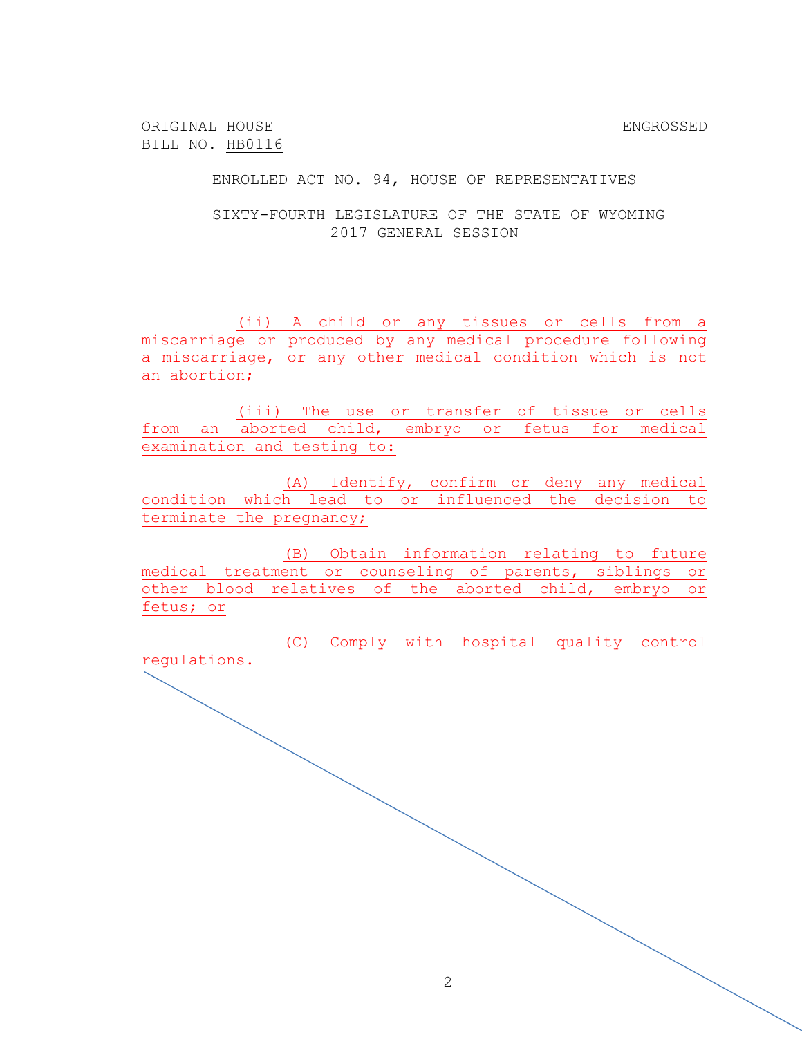ORIGINAL HOUSE BILL NO. HB0116

ENGROSSED

ENROLLED ACT NO. 94, HOUSE OF REPRESENTATIVES

SIXTY-FOURTH LEGISLATURE OF THE STATE OF WYOMING
2017 GENERAL SESSION

(ii) A child or any tissues or cells from a miscarriage or produced by any medical procedure following a miscarriage, or any other medical condition which is not an abortion;

(iii) The use or transfer of tissue or cells from an aborted child, embryo or fetus for medical examination and testing to:

(A) Identify, confirm or deny any medical condition which lead to or influenced the decision to terminate the pregnancy;

(B) Obtain information relating to future medical treatment or counseling of parents, siblings or other blood relatives of the aborted child, embryo or fetus; or

(C) Comply with hospital quality control regulations.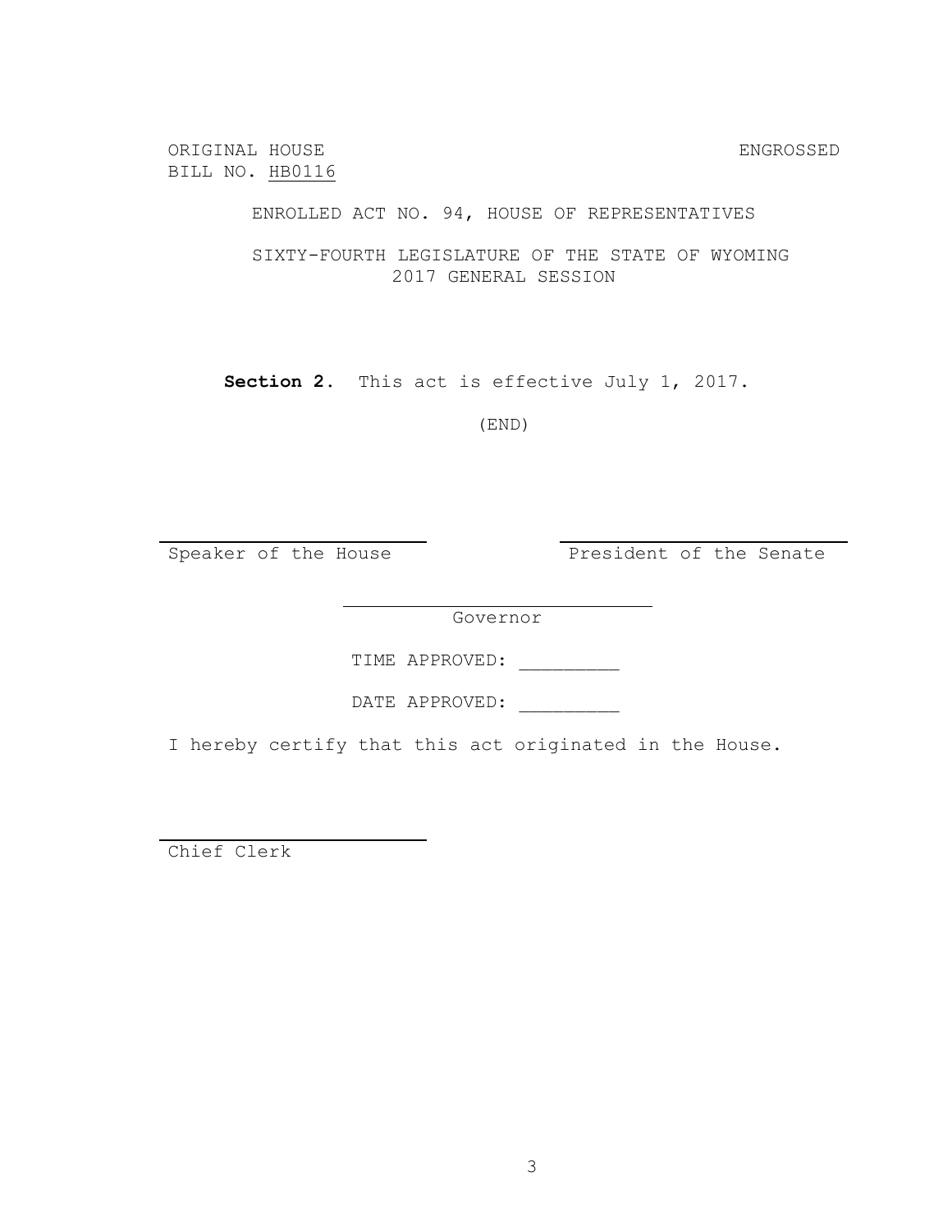ORIGINAL HOUSE
BILL NO. HB0116

ENGROSSED

ENROLLED ACT NO. 94, HOUSE OF REPRESENTATIVES

SIXTY-FOURTH LEGISLATURE OF THE STATE OF WYOMING
2017 GENERAL SESSION

**Section 2**. This act is effective July 1, 2017.

(END)

Speaker of the House

President of the Senate

Governor

TIME APPROVED: _________

DATE APPROVED: _________

I hereby certify that this act originated in the House.

Chief Clerk